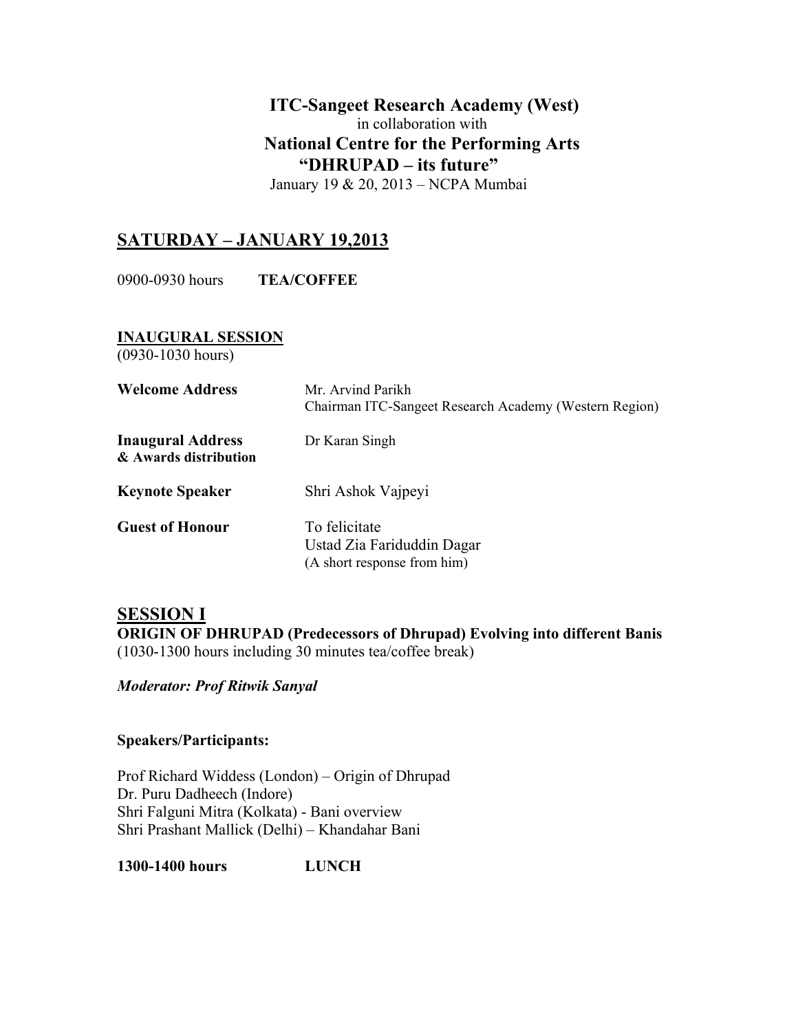# ITC-Sangeet Research Academy (West)

in collaboration with

## National Centre for the Performing Arts

## "DHRUPAD – its future"

January 19 & 20, 2013 – NCPA Mumbai

## SATURDAY – JANUARY 19,2013

0900-0930 hours **TEA/COFFEE**

### INAUGURAL SESSION

(0930-1030 hours)

| | |
|---|---|
| **Welcome Address** | Mr. Arvind Parikh<br>Chairman ITC-Sangeet Research Academy (Western Region) |
| **Inaugural Address & Awards distribution** | Dr Karan Singh |
| **Keynote Speaker** | Shri Ashok Vajpeyi |
| **Guest of Honour** | To felicitate<br>Ustad Zia Fariduddin Dagar<br>(A short response from him) |

## SESSION I

**ORIGIN OF DHRUPAD (Predecessors of Dhrupad) Evolving into different Banis**

(1030-1300 hours including 30 minutes tea/coffee break)

***Moderator: Prof Ritwik Sanyal***

**Speakers/Participants:**

Prof Richard Widdess (London) – Origin of Dhrupad
Dr. Puru Dadheech (Indore)
Shri Falguni Mitra (Kolkata) - Bani overview
Shri Prashant Mallick (Delhi) – Khandahar Bani

**1300-1400 hours** **LUNCH**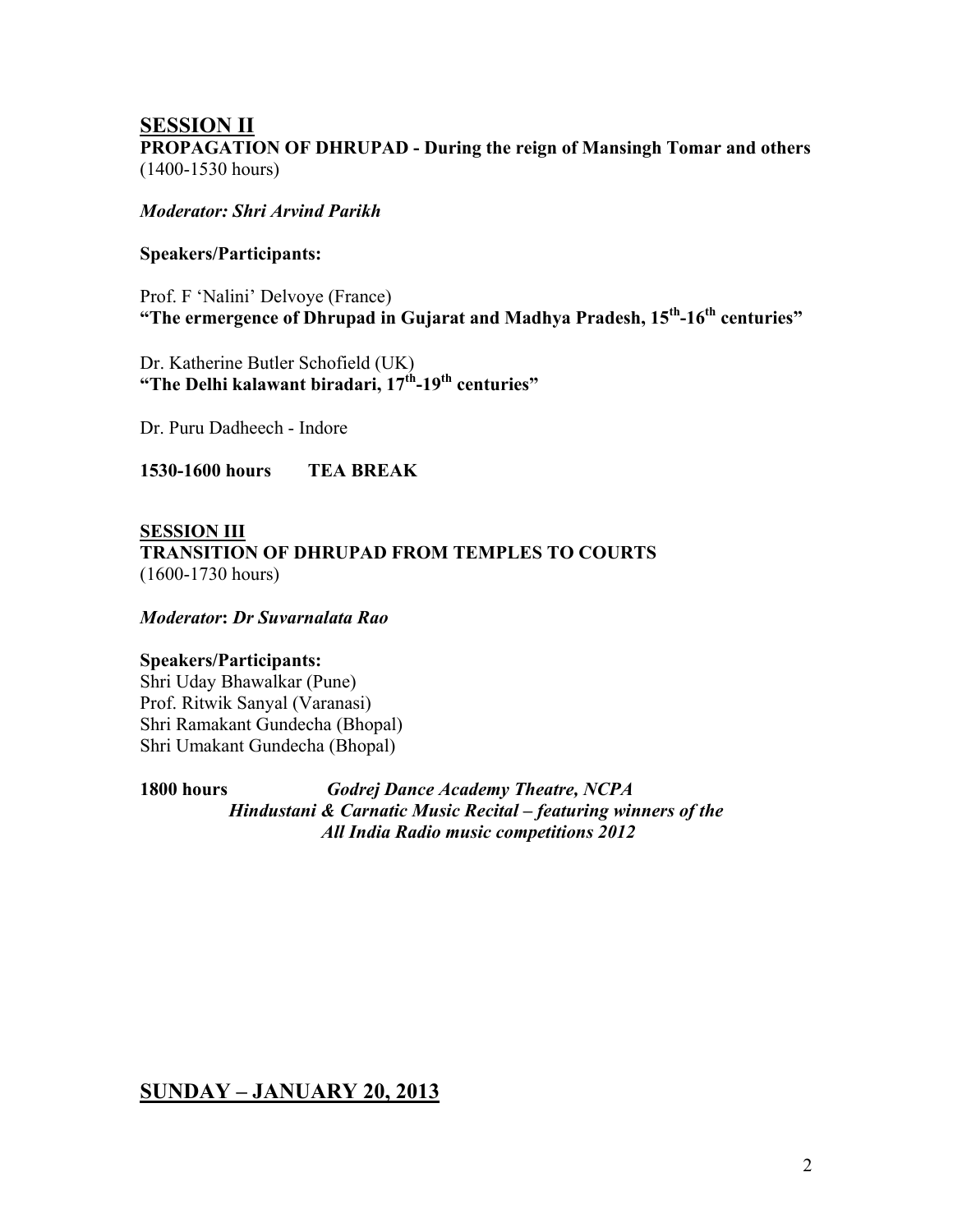## SESSION II

**PROPAGATION OF DHRUPAD - During the reign of Mansingh Tomar and others**
(1400-1530 hours)

***Moderator: Shri Arvind Parikh***

**Speakers/Participants:**

Prof. F 'Nalini' Delvoye (France)
**"The ermergence of Dhrupad in Gujarat and Madhya Pradesh, 15th-16th centuries"**

Dr. Katherine Butler Schofield (UK)
**"The Delhi kalawant biradari, 17th-19th centuries"**

Dr. Puru Dadheech - Indore

**1530-1600 hours TEA BREAK**

## SESSION III

**TRANSITION OF DHRUPAD FROM TEMPLES TO COURTS**
(1600-1730 hours)

***Moderator*: *Dr Suvarnalata Rao***

**Speakers/Participants:**
Shri Uday Bhawalkar (Pune)
Prof. Ritwik Sanyal (Varanasi)
Shri Ramakant Gundecha (Bhopal)
Shri Umakant Gundecha (Bhopal)

**1800 hours** ***Godrej Dance Academy Theatre, NCPA***
***Hindustani & Carnatic Music Recital – featuring winners of the All India Radio music competitions 2012***

## SUNDAY – JANUARY 20, 2013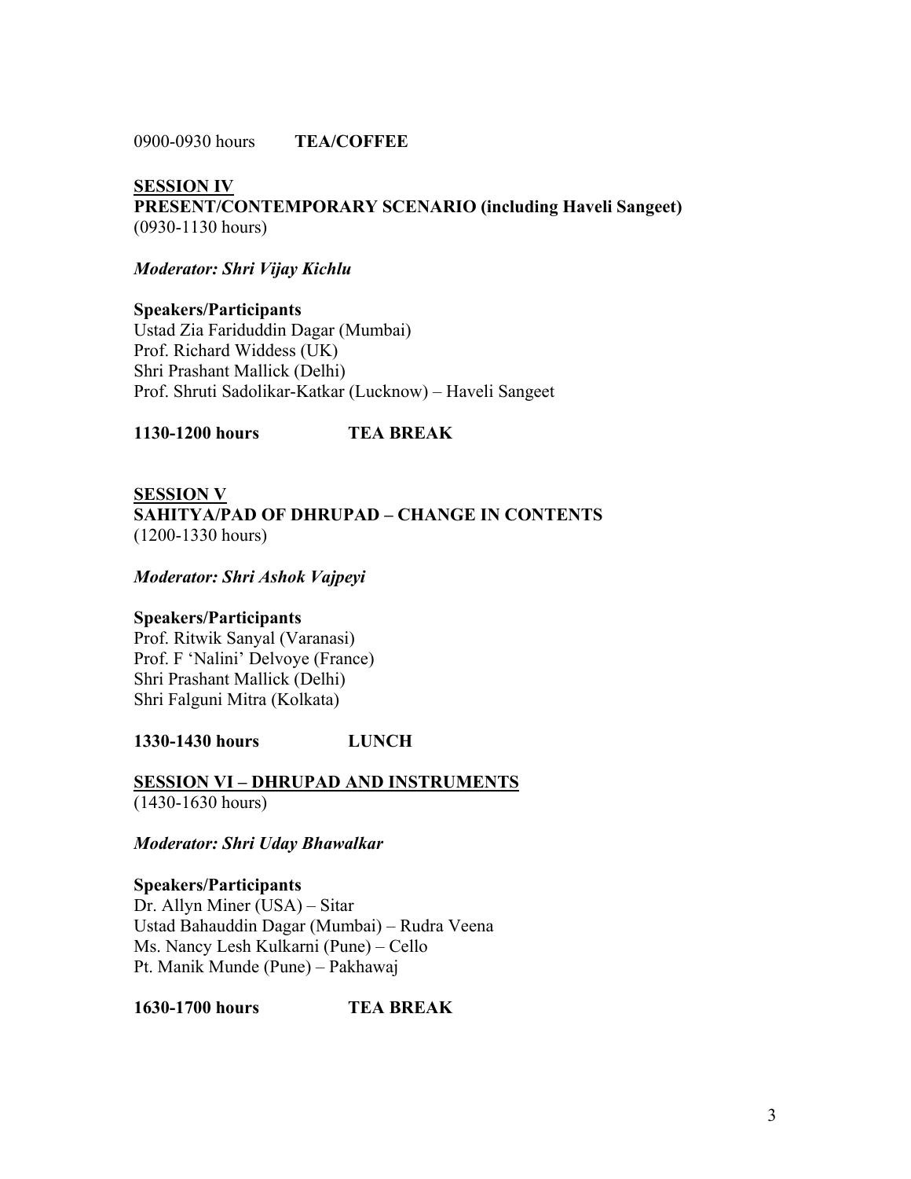0900-0930 hours **TEA/COFFEE**

**SESSION IV**

**PRESENT/CONTEMPORARY SCENARIO (including Haveli Sangeet)**

(0930-1130 hours)

***Moderator: Shri Vijay Kichlu***

**Speakers/Participants**

Ustad Zia Fariduddin Dagar (Mumbai)
Prof. Richard Widdess (UK)
Shri Prashant Mallick (Delhi)
Prof. Shruti Sadolikar-Katkar (Lucknow) – Haveli Sangeet

**1130-1200 hours TEA BREAK**

**SESSION V**

**SAHITYA/PAD OF DHRUPAD – CHANGE IN CONTENTS**

(1200-1330 hours)

***Moderator: Shri Ashok Vajpeyi***

**Speakers/Participants**

Prof. Ritwik Sanyal (Varanasi)
Prof. F 'Nalini' Delvoye (France)
Shri Prashant Mallick (Delhi)
Shri Falguni Mitra (Kolkata)

**1330-1430 hours LUNCH**

**SESSION VI – DHRUPAD AND INSTRUMENTS**

(1430-1630 hours)

***Moderator: Shri Uday Bhawalkar***

**Speakers/Participants**

Dr. Allyn Miner (USA) – Sitar
Ustad Bahauddin Dagar (Mumbai) – Rudra Veena
Ms. Nancy Lesh Kulkarni (Pune) – Cello
Pt. Manik Munde (Pune) – Pakhawaj

**1630-1700 hours TEA BREAK**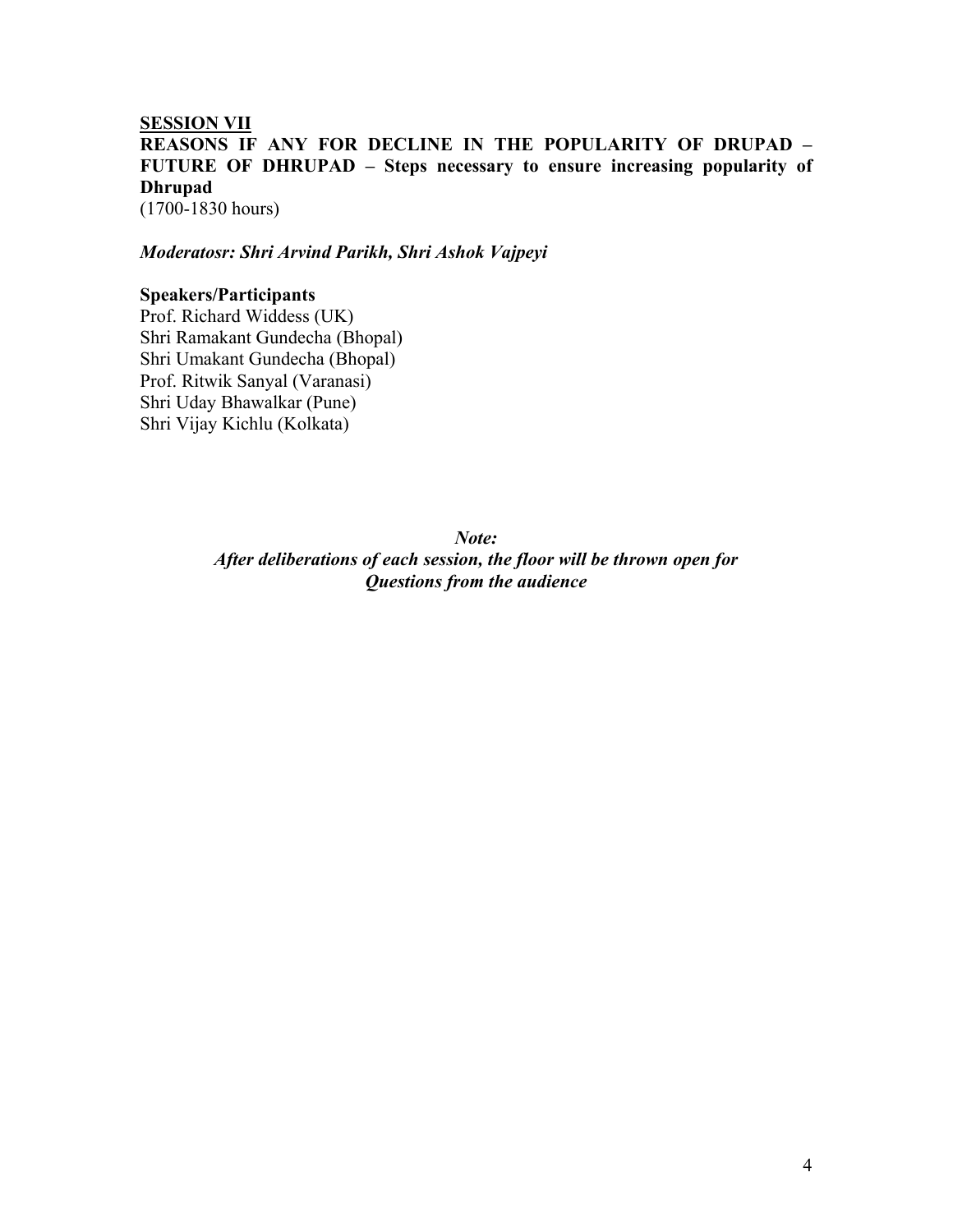**<u>SESSION VII</u>**

**REASONS IF ANY FOR DECLINE IN THE POPULARITY OF DRUPAD – FUTURE OF DHRUPAD – Steps necessary to ensure increasing popularity of Dhrupad**

(1700-1830 hours)

***Moderatosr: Shri Arvind Parikh, Shri Ashok Vajpeyi***

**Speakers/Participants**

Prof. Richard Widdess (UK)
Shri Ramakant Gundecha (Bhopal)
Shri Umakant Gundecha (Bhopal)
Prof. Ritwik Sanyal (Varanasi)
Shri Uday Bhawalkar (Pune)
Shri Vijay Kichlu (Kolkata)

***Note:***
***After deliberations of each session, the floor will be thrown open for Questions from the audience***